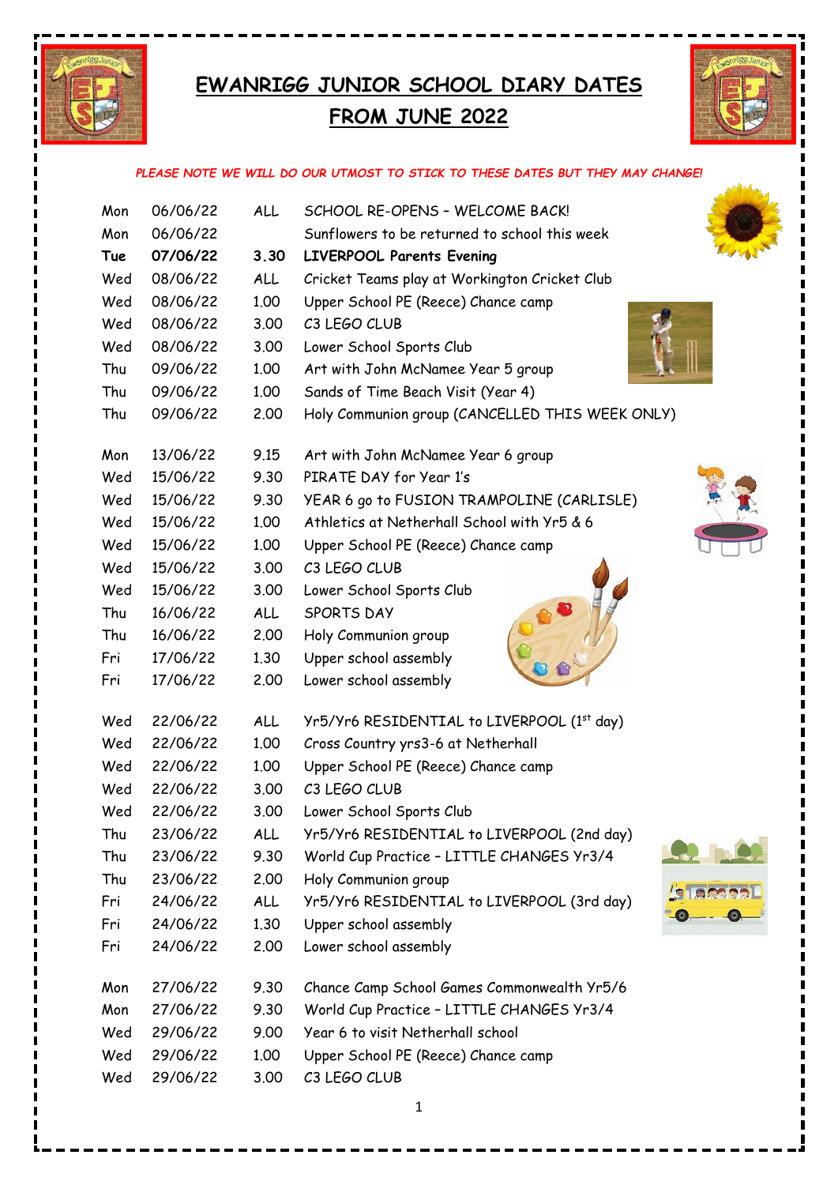# EWANRIGG JUNIOR SCHOOL DIARY DATES FROM JUNE 2022

*PLEASE NOTE WE WILL DO OUR UTMOST TO STICK TO THESE DATES BUT THEY MAY CHANGE!*

| | | | |
|---|---|---|---|
| Mon | 06/06/22 | ALL | SCHOOL RE-OPENS – WELCOME BACK! |
| Mon | 06/06/22 | | Sunflowers to be returned to school this week |
| **Tue** | **07/06/22** | **3.30** | **LIVERPOOL Parents Evening** |
| Wed | 08/06/22 | ALL | Cricket Teams play at Workington Cricket Club |
| Wed | 08/06/22 | 1.00 | Upper School PE (Reece) Chance camp |
| Wed | 08/06/22 | 3.00 | C3 LEGO CLUB |
| Wed | 08/06/22 | 3.00 | Lower School Sports Club |
| Thu | 09/06/22 | 1.00 | Art with John McNamee Year 5 group |
| Thu | 09/06/22 | 1.00 | Sands of Time Beach Visit (Year 4) |
| Thu | 09/06/22 | 2.00 | Holy Communion group (CANCELLED THIS WEEK ONLY) |
| Mon | 13/06/22 | 9.15 | Art with John McNamee Year 6 group |
| Wed | 15/06/22 | 9.30 | PIRATE DAY for Year 1's |
| Wed | 15/06/22 | 9.30 | YEAR 6 go to FUSION TRAMPOLINE (CARLISLE) |
| Wed | 15/06/22 | 1.00 | Athletics at Netherhall School with Yr5 & 6 |
| Wed | 15/06/22 | 1.00 | Upper School PE (Reece) Chance camp |
| Wed | 15/06/22 | 3.00 | C3 LEGO CLUB |
| Wed | 15/06/22 | 3.00 | Lower School Sports Club |
| Thu | 16/06/22 | ALL | SPORTS DAY |
| Thu | 16/06/22 | 2.00 | Holy Communion group |
| Fri | 17/06/22 | 1.30 | Upper school assembly |
| Fri | 17/06/22 | 2.00 | Lower school assembly |
| Wed | 22/06/22 | ALL | Yr5/Yr6 RESIDENTIAL to LIVERPOOL (1st day) |
| Wed | 22/06/22 | 1.00 | Cross Country yrs3-6 at Netherhall |
| Wed | 22/06/22 | 1.00 | Upper School PE (Reece) Chance camp |
| Wed | 22/06/22 | 3.00 | C3 LEGO CLUB |
| Wed | 22/06/22 | 3.00 | Lower School Sports Club |
| Thu | 23/06/22 | ALL | Yr5/Yr6 RESIDENTIAL to LIVERPOOL (2nd day) |
| Thu | 23/06/22 | 9.30 | World Cup Practice – LITTLE CHANGES Yr3/4 |
| Thu | 23/06/22 | 2.00 | Holy Communion group |
| Fri | 24/06/22 | ALL | Yr5/Yr6 RESIDENTIAL to LIVERPOOL (3rd day) |
| Fri | 24/06/22 | 1.30 | Upper school assembly |
| Fri | 24/06/22 | 2.00 | Lower school assembly |
| Mon | 27/06/22 | 9.30 | Chance Camp School Games Commonwealth Yr5/6 |
| Mon | 27/06/22 | 9.30 | World Cup Practice – LITTLE CHANGES Yr3/4 |
| Wed | 29/06/22 | 9.00 | Year 6 to visit Netherhall school |
| Wed | 29/06/22 | 1.00 | Upper School PE (Reece) Chance camp |
| Wed | 29/06/22 | 3.00 | C3 LEGO CLUB |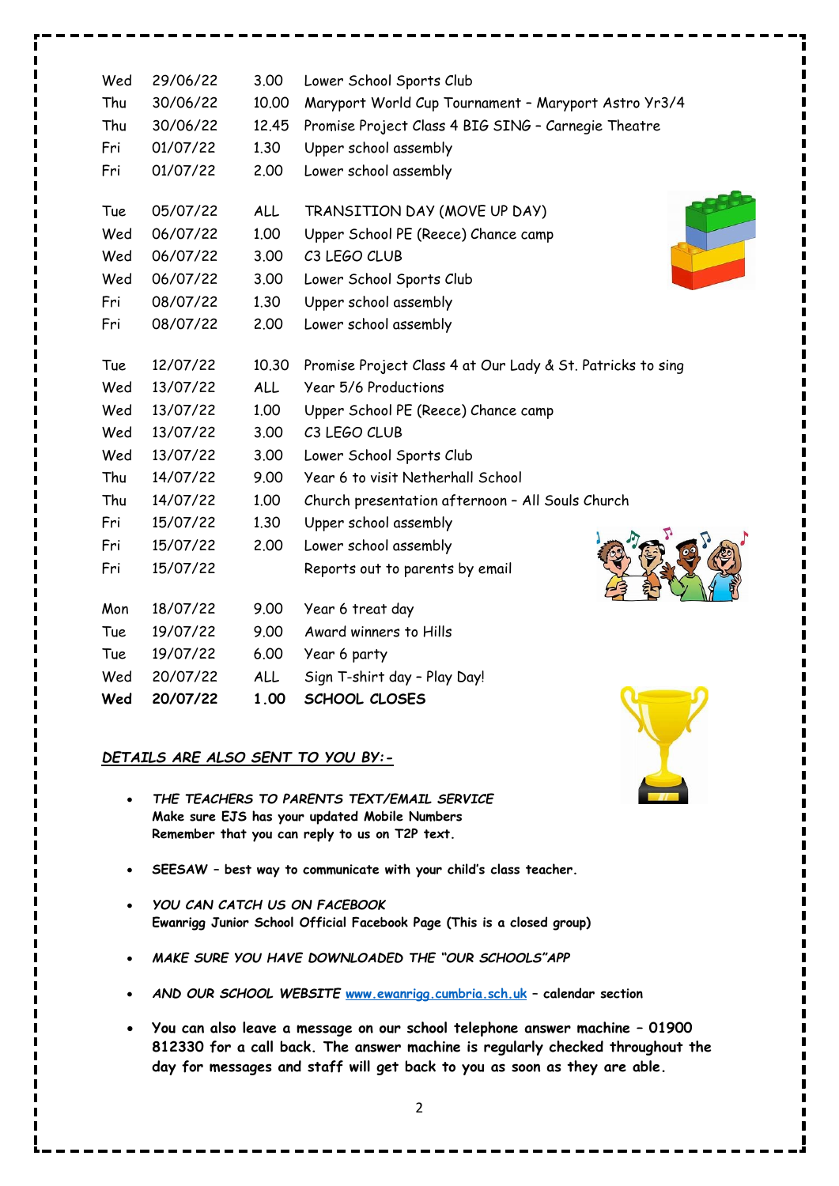| | | | |
|---|---|---|---|
| Wed | 29/06/22 | 3.00 | Lower School Sports Club |
| Thu | 30/06/22 | 10.00 | Maryport World Cup Tournament – Maryport Astro Yr3/4 |
| Thu | 30/06/22 | 12.45 | Promise Project Class 4 BIG SING – Carnegie Theatre |
| Fri | 01/07/22 | 1.30 | Upper school assembly |
| Fri | 01/07/22 | 2.00 | Lower school assembly |
| Tue | 05/07/22 | ALL | TRANSITION DAY (MOVE UP DAY) |
| Wed | 06/07/22 | 1.00 | Upper School PE (Reece) Chance camp |
| Wed | 06/07/22 | 3.00 | C3 LEGO CLUB |
| Wed | 06/07/22 | 3.00 | Lower School Sports Club |
| Fri | 08/07/22 | 1.30 | Upper school assembly |
| Fri | 08/07/22 | 2.00 | Lower school assembly |
| Tue | 12/07/22 | 10.30 | Promise Project Class 4 at Our Lady & St. Patricks to sing |
| Wed | 13/07/22 | ALL | Year 5/6 Productions |
| Wed | 13/07/22 | 1.00 | Upper School PE (Reece) Chance camp |
| Wed | 13/07/22 | 3.00 | C3 LEGO CLUB |
| Wed | 13/07/22 | 3.00 | Lower School Sports Club |
| Thu | 14/07/22 | 9.00 | Year 6 to visit Netherhall School |
| Thu | 14/07/22 | 1.00 | Church presentation afternoon – All Souls Church |
| Fri | 15/07/22 | 1.30 | Upper school assembly |
| Fri | 15/07/22 | 2.00 | Lower school assembly |
| Fri | 15/07/22 | | Reports out to parents by email |
| Mon | 18/07/22 | 9.00 | Year 6 treat day |
| Tue | 19/07/22 | 9.00 | Award winners to Hills |
| Tue | 19/07/22 | 6.00 | Year 6 party |
| Wed | 20/07/22 | ALL | Sign T-shirt day – Play Day! |
| **Wed** | **20/07/22** | **1.00** | **SCHOOL CLOSES** |

***DETAILS ARE ALSO SENT TO YOU BY:-***

- ***THE TEACHERS TO PARENTS TEXT/EMAIL SERVICE***
  **Make sure EJS has your updated Mobile Numbers**
  **Remember that you can reply to us on T2P text.**

- **SEESAW – best way to communicate with your child's class teacher.**

- ***YOU CAN CATCH US ON FACEBOOK***
  **Ewanrigg Junior School Official Facebook Page (This is a closed group)**

- ***MAKE SURE YOU HAVE DOWNLOADED THE "OUR SCHOOLS" APP***

- ***AND OUR SCHOOL WEBSITE*** **[www.ewanrigg.cumbria.sch.uk](http://www.ewanrigg.cumbria.sch.uk) – calendar section**

- **You can also leave a message on our school telephone answer machine – 01900 812330 for a call back. The answer machine is regularly checked throughout the day for messages and staff will get back to you as soon as they are able.**